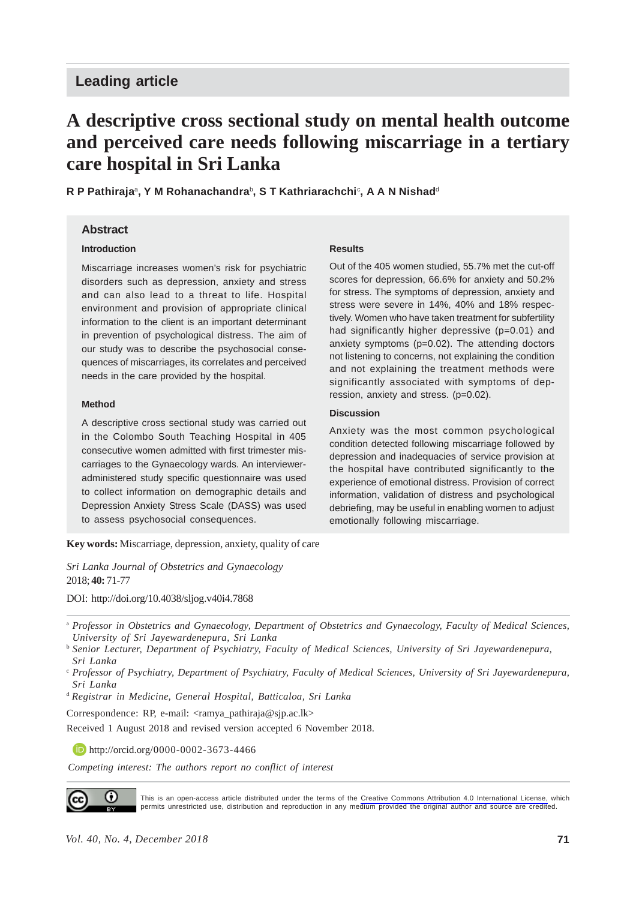## Leading article

# A descriptive cross sectional study on mental health outcome and perceived care needs following miscarriage in a tertiary care hospital in Sri Lanka

**R P Pathiraja[a], Y M Rohanachandra[b], S T Kathriarachchi[c], A A N Nishad[d]**

### Abstract

#### Introduction

Miscarriage increases women's risk for psychiatric disorders such as depression, anxiety and stress and can also lead to a threat to life. Hospital environment and provision of appropriate clinical information to the client is an important determinant in prevention of psychological distress. The aim of our study was to describe the psychosocial consequences of miscarriages, its correlates and perceived needs in the care provided by the hospital.

#### Method

A descriptive cross sectional study was carried out in the Colombo South Teaching Hospital in 405 consecutive women admitted with first trimester miscarriages to the Gynaecology wards. An interviewer-administered study specific questionnaire was used to collect information on demographic details and Depression Anxiety Stress Scale (DASS) was used to assess psychosocial consequences.

#### Results

Out of the 405 women studied, 55.7% met the cut-off scores for depression, 66.6% for anxiety and 50.2% for stress. The symptoms of depression, anxiety and stress were severe in 14%, 40% and 18% respectively. Women who have taken treatment for subfertility had significantly higher depressive (p=0.01) and anxiety symptoms (p=0.02). The attending doctors not listening to concerns, not explaining the condition and not explaining the treatment methods were significantly associated with symptoms of depression, anxiety and stress. (p=0.02).

#### Discussion

Anxiety was the most common psychological condition detected following miscarriage followed by depression and inadequacies of service provision at the hospital have contributed significantly to the experience of emotional distress. Provision of correct information, validation of distress and psychological debriefing, may be useful in enabling women to adjust emotionally following miscarriage.

**Key words:** Miscarriage, depression, anxiety, quality of care

*Sri Lanka Journal of Obstetrics and Gynaecology*
2018; **40:** 71-77

DOI: http://doi.org/10.4038/sljog.v40i4.7868

[a] *Professor in Obstetrics and Gynaecology, Department of Obstetrics and Gynaecology, Faculty of Medical Sciences, University of Sri Jayewardenepura, Sri Lanka*

[b] *Senior Lecturer, Department of Psychiatry, Faculty of Medical Sciences, University of Sri Jayewardenepura, Sri Lanka*

[c] *Professor of Psychiatry, Department of Psychiatry, Faculty of Medical Sciences, University of Sri Jayewardenepura, Sri Lanka*

[d] *Registrar in Medicine, General Hospital, Batticaloa, Sri Lanka*

Correspondence: RP, e-mail: <ramya_pathiraja@sjp.ac.lk>

Received 1 August 2018 and revised version accepted 6 November 2018.

http://orcid.org/0000-0002-3673-4466

*Competing interest: The authors report no conflict of interest*

This is an open-access article distributed under the terms of the Creative Commons Attribution 4.0 International License, which permits unrestricted use, distribution and reproduction in any medium provided the original author and source are credited.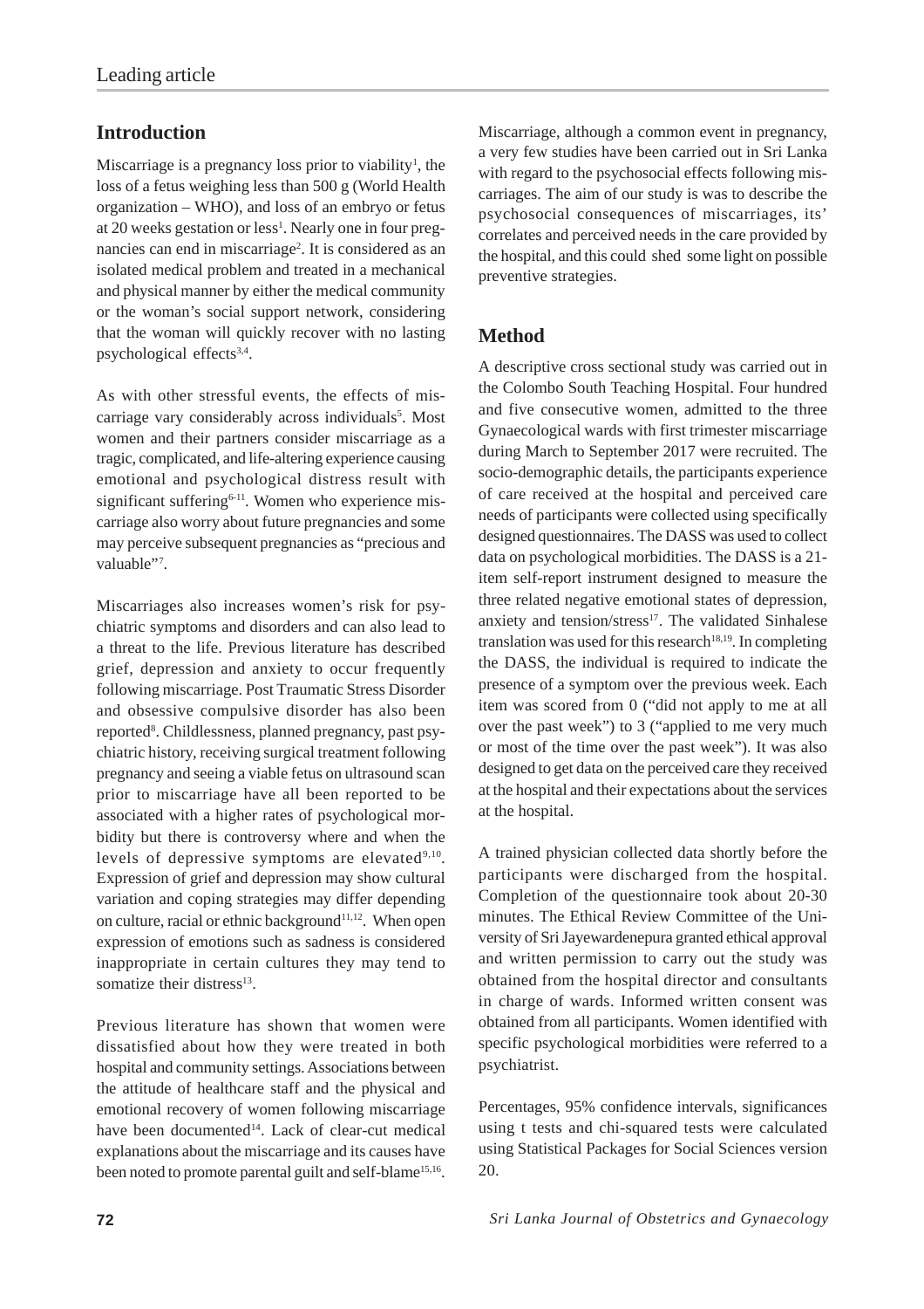## Introduction

Miscarriage is a pregnancy loss prior to viability[1], the loss of a fetus weighing less than 500 g (World Health organization – WHO), and loss of an embryo or fetus at 20 weeks gestation or less[1]. Nearly one in four pregnancies can end in miscarriage[2]. It is considered as an isolated medical problem and treated in a mechanical and physical manner by either the medical community or the woman's social support network, considering that the woman will quickly recover with no lasting psychological effects[3,4].

As with other stressful events, the effects of miscarriage vary considerably across individuals[5]. Most women and their partners consider miscarriage as a tragic, complicated, and life-altering experience causing emotional and psychological distress result with significant suffering[6-11]. Women who experience miscarriage also worry about future pregnancies and some may perceive subsequent pregnancies as "precious and valuable"[7].

Miscarriages also increases women's risk for psychiatric symptoms and disorders and can also lead to a threat to the life. Previous literature has described grief, depression and anxiety to occur frequently following miscarriage. Post Traumatic Stress Disorder and obsessive compulsive disorder has also been reported[8]. Childlessness, planned pregnancy, past psychiatric history, receiving surgical treatment following pregnancy and seeing a viable fetus on ultrasound scan prior to miscarriage have all been reported to be associated with a higher rates of psychological morbidity but there is controversy where and when the levels of depressive symptoms are elevated[9,10]. Expression of grief and depression may show cultural variation and coping strategies may differ depending on culture, racial or ethnic background[11,12]. When open expression of emotions such as sadness is considered inappropriate in certain cultures they may tend to somatize their distress[13].

Previous literature has shown that women were dissatisfied about how they were treated in both hospital and community settings. Associations between the attitude of healthcare staff and the physical and emotional recovery of women following miscarriage have been documented[14]. Lack of clear-cut medical explanations about the miscarriage and its causes have been noted to promote parental guilt and self-blame[15,16].

Miscarriage, although a common event in pregnancy, a very few studies have been carried out in Sri Lanka with regard to the psychosocial effects following miscarriages. The aim of our study is was to describe the psychosocial consequences of miscarriages, its' correlates and perceived needs in the care provided by the hospital, and this could shed some light on possible preventive strategies.

## Method

A descriptive cross sectional study was carried out in the Colombo South Teaching Hospital. Four hundred and five consecutive women, admitted to the three Gynaecological wards with first trimester miscarriage during March to September 2017 were recruited. The socio-demographic details, the participants experience of care received at the hospital and perceived care needs of participants were collected using specifically designed questionnaires. The DASS was used to collect data on psychological morbidities. The DASS is a 21-item self-report instrument designed to measure the three related negative emotional states of depression, anxiety and tension/stress[17]. The validated Sinhalese translation was used for this research[18,19]. In completing the DASS, the individual is required to indicate the presence of a symptom over the previous week. Each item was scored from 0 ("did not apply to me at all over the past week") to 3 ("applied to me very much or most of the time over the past week"). It was also designed to get data on the perceived care they received at the hospital and their expectations about the services at the hospital.

A trained physician collected data shortly before the participants were discharged from the hospital. Completion of the questionnaire took about 20-30 minutes. The Ethical Review Committee of the University of Sri Jayewardenepura granted ethical approval and written permission to carry out the study was obtained from the hospital director and consultants in charge of wards. Informed written consent was obtained from all participants. Women identified with specific psychological morbidities were referred to a psychiatrist.

Percentages, 95% confidence intervals, significances using t tests and chi-squared tests were calculated using Statistical Packages for Social Sciences version 20.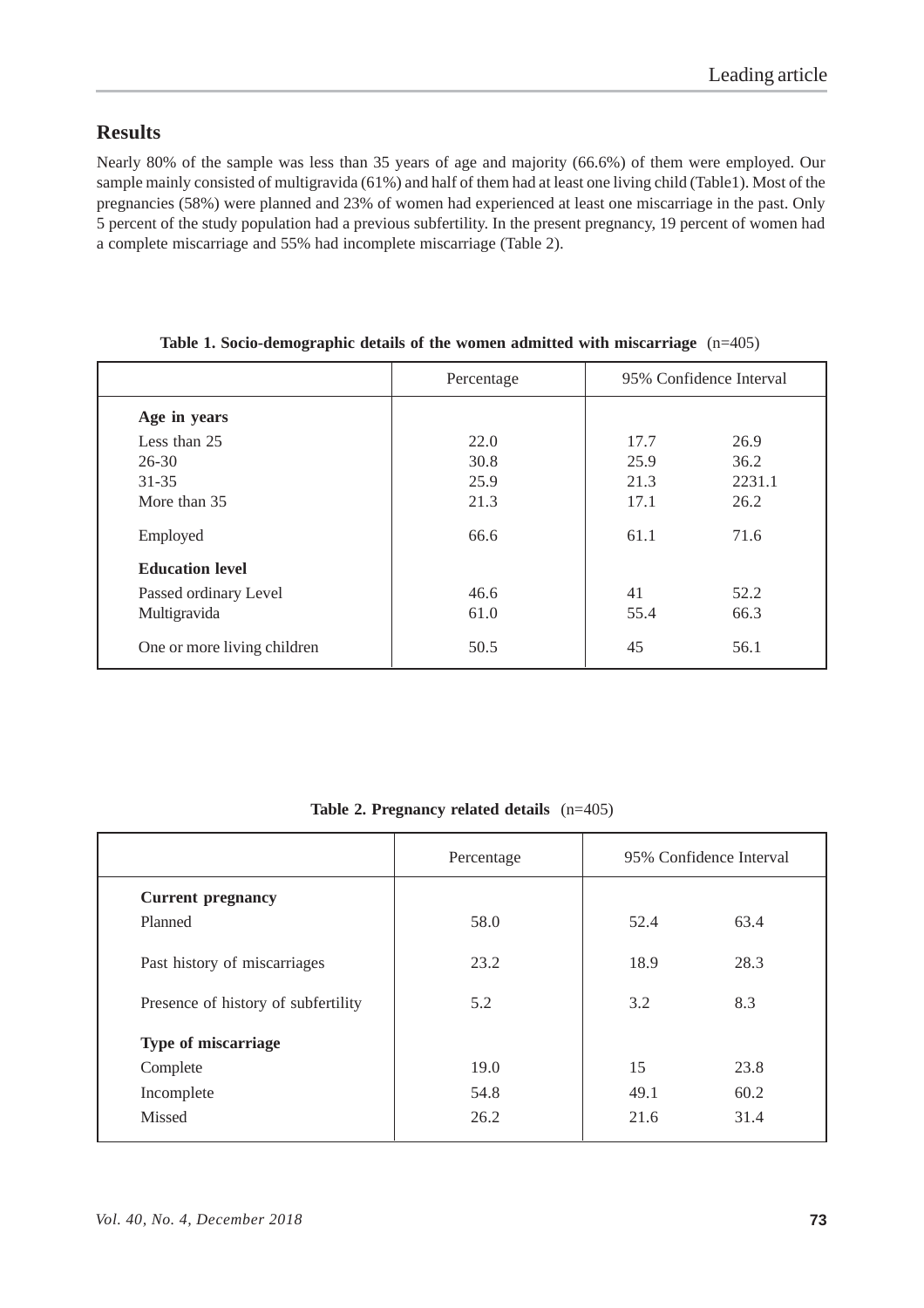## Results

Nearly 80% of the sample was less than 35 years of age and majority (66.6%) of them were employed. Our sample mainly consisted of multigravida (61%) and half of them had at least one living child (Table1). Most of the pregnancies (58%) were planned and 23% of women had experienced at least one miscarriage in the past. Only 5 percent of the study population had a previous subfertility. In the present pregnancy, 19 percent of women had a complete miscarriage and 55% had incomplete miscarriage (Table 2).

**Table 1. Socio-demographic details of the women admitted with miscarriage** (n=405)

| | Percentage | 95% Confidence Interval | |
|---|---|---|---|
| **Age in years** | | | |
| Less than 25 | 22.0 | 17.7 | 26.9 |
| 26-30 | 30.8 | 25.9 | 36.2 |
| 31-35 | 25.9 | 21.3 | 2231.1 |
| More than 35 | 21.3 | 17.1 | 26.2 |
| Employed | 66.6 | 61.1 | 71.6 |
| **Education level** | | | |
| Passed ordinary Level | 46.6 | 41 | 52.2 |
| Multigravida | 61.0 | 55.4 | 66.3 |
| One or more living children | 50.5 | 45 | 56.1 |

**Table 2. Pregnancy related details** (n=405)

| | Percentage | 95% Confidence Interval | |
|---|---|---|---|
| **Current pregnancy** | | | |
| Planned | 58.0 | 52.4 | 63.4 |
| Past history of miscarriages | 23.2 | 18.9 | 28.3 |
| Presence of history of subfertility | 5.2 | 3.2 | 8.3 |
| **Type of miscarriage** | | | |
| Complete | 19.0 | 15 | 23.8 |
| Incomplete | 54.8 | 49.1 | 60.2 |
| Missed | 26.2 | 21.6 | 31.4 |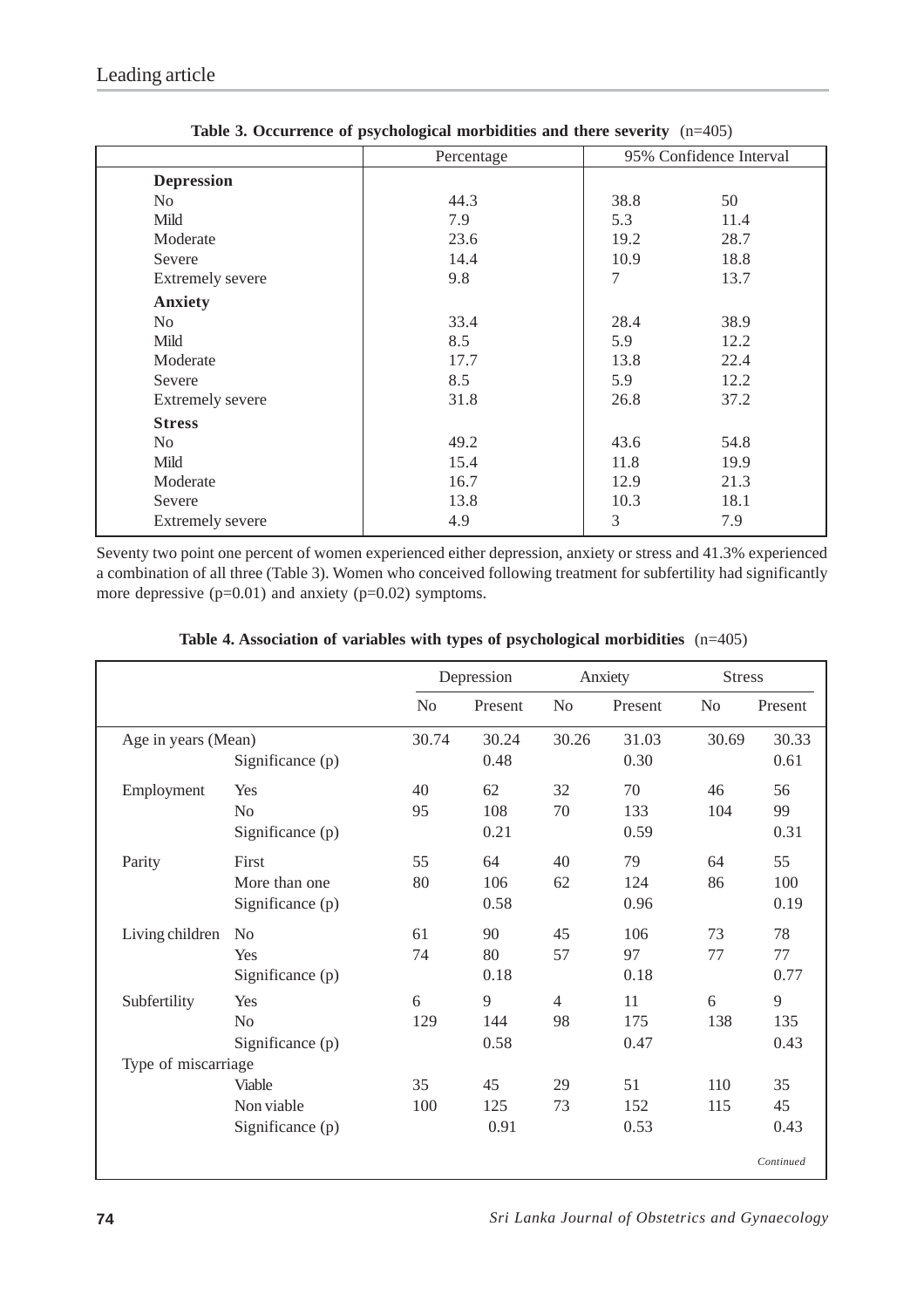**Table 3. Occurrence of psychological morbidities and there severity** (n=405)

| | Percentage | 95% Confidence Interval | |
|---|---|---|---|
| **Depression** | | | |
| No | 44.3 | 38.8 | 50 |
| Mild | 7.9 | 5.3 | 11.4 |
| Moderate | 23.6 | 19.2 | 28.7 |
| Severe | 14.4 | 10.9 | 18.8 |
| Extremely severe | 9.8 | 7 | 13.7 |
| **Anxiety** | | | |
| No | 33.4 | 28.4 | 38.9 |
| Mild | 8.5 | 5.9 | 12.2 |
| Moderate | 17.7 | 13.8 | 22.4 |
| Severe | 8.5 | 5.9 | 12.2 |
| Extremely severe | 31.8 | 26.8 | 37.2 |
| **Stress** | | | |
| No | 49.2 | 43.6 | 54.8 |
| Mild | 15.4 | 11.8 | 19.9 |
| Moderate | 16.7 | 12.9 | 21.3 |
| Severe | 13.8 | 10.3 | 18.1 |
| Extremely severe | 4.9 | 3 | 7.9 |

Seventy two point one percent of women experienced either depression, anxiety or stress and 41.3% experienced a combination of all three (Table 3). Women who conceived following treatment for subfertility had significantly more depressive (p=0.01) and anxiety (p=0.02) symptoms.

**Table 4. Association of variables with types of psychological morbidities** (n=405)

| | | Depression | | Anxiety | | Stress | |
|---|---|---|---|---|---|---|---|
| | | No | Present | No | Present | No | Present |
| Age in years (Mean) | | 30.74 | 30.24 | 30.26 | 31.03 | 30.69 | 30.33 |
| | Significance (p) | | 0.48 | | 0.30 | | 0.61 |
| Employment | Yes | 40 | 62 | 32 | 70 | 46 | 56 |
| | No | 95 | 108 | 70 | 133 | 104 | 99 |
| | Significance (p) | | 0.21 | | 0.59 | | 0.31 |
| Parity | First | 55 | 64 | 40 | 79 | 64 | 55 |
| | More than one | 80 | 106 | 62 | 124 | 86 | 100 |
| | Significance (p) | | 0.58 | | 0.96 | | 0.19 |
| Living children | No | 61 | 90 | 45 | 106 | 73 | 78 |
| | Yes | 74 | 80 | 57 | 97 | 77 | 77 |
| | Significance (p) | | 0.18 | | 0.18 | | 0.77 |
| Subfertility | Yes | 6 | 9 | 4 | 11 | 6 | 9 |
| | No | 129 | 144 | 98 | 175 | 138 | 135 |
| | Significance (p) | | 0.58 | | 0.47 | | 0.43 |
| Type of miscarriage | | | | | | | |
| | Viable | 35 | 45 | 29 | 51 | 110 | 35 |
| | Non viable | 100 | 125 | 73 | 152 | 115 | 45 |
| | Significance (p) | | 0.91 | | 0.53 | | 0.43 |

*Continued*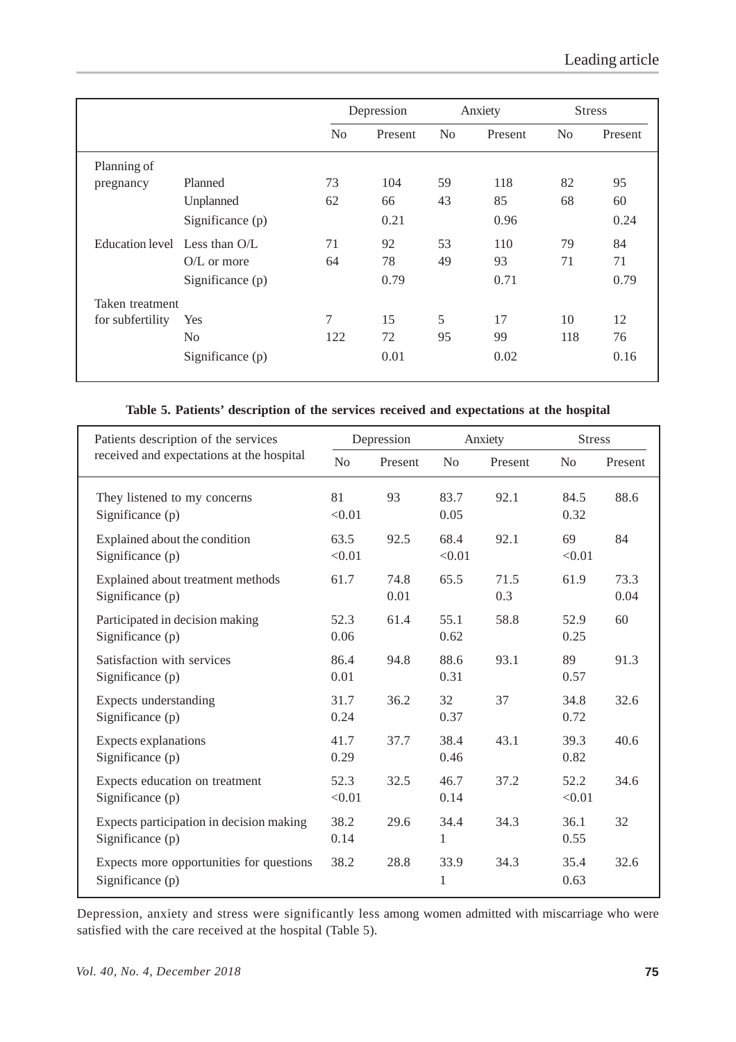| | | Depression | | Anxiety | | Stress | |
|---|---|---|---|---|---|---|---|
| | | No | Present | No | Present | No | Present |
| Planning of pregnancy | Planned | 73 | 104 | 59 | 118 | 82 | 95 |
| | Unplanned | 62 | 66 | 43 | 85 | 68 | 60 |
| | Significance (p) | | 0.21 | | 0.96 | | 0.24 |
| Education level | Less than O/L | 71 | 92 | 53 | 110 | 79 | 84 |
| | O/L or more | 64 | 78 | 49 | 93 | 71 | 71 |
| | Significance (p) | | 0.79 | | 0.71 | | 0.79 |
| Taken treatment for subfertility | Yes | 7 | 15 | 5 | 17 | 10 | 12 |
| | No | 122 | 72 | 95 | 99 | 118 | 76 |
| | Significance (p) | | 0.01 | | 0.02 | | 0.16 |

**Table 5. Patients' description of the services received and expectations at the hospital**

| Patients description of the services received and expectations at the hospital | Depression | | Anxiety | | Stress | |
|---|---|---|---|---|---|---|
| | No | Present | No | Present | No | Present |
| They listened to my concerns | 81 | 93 | 83.7 | 92.1 | 84.5 | 88.6 |
| Significance (p) | <0.01 | | 0.05 | | 0.32 | |
| Explained about the condition | 63.5 | 92.5 | 68.4 | 92.1 | 69 | 84 |
| Significance (p) | <0.01 | | <0.01 | | <0.01 | |
| Explained about treatment methods | 61.7 | 74.8 | 65.5 | 71.5 | 61.9 | 73.3 |
| Significance (p) | | 0.01 | | 0.3 | | 0.04 |
| Participated in decision making | 52.3 | 61.4 | 55.1 | 58.8 | 52.9 | 60 |
| Significance (p) | 0.06 | | 0.62 | | 0.25 | |
| Satisfaction with services | 86.4 | 94.8 | 88.6 | 93.1 | 89 | 91.3 |
| Significance (p) | 0.01 | | 0.31 | | 0.57 | |
| Expects understanding | 31.7 | 36.2 | 32 | 37 | 34.8 | 32.6 |
| Significance (p) | 0.24 | | 0.37 | | 0.72 | |
| Expects explanations | 41.7 | 37.7 | 38.4 | 43.1 | 39.3 | 40.6 |
| Significance (p) | 0.29 | | 0.46 | | 0.82 | |
| Expects education on treatment | 52.3 | 32.5 | 46.7 | 37.2 | 52.2 | 34.6 |
| Significance (p) | <0.01 | | 0.14 | | <0.01 | |
| Expects participation in decision making | 38.2 | 29.6 | 34.4 | 34.3 | 36.1 | 32 |
| Significance (p) | 0.14 | | 1 | | 0.55 | |
| Expects more opportunities for questions | 38.2 | 28.8 | 33.9 | 34.3 | 35.4 | 32.6 |
| Significance (p) | | | 1 | | 0.63 | |

Depression, anxiety and stress were significantly less among women admitted with miscarriage who were satisfied with the care received at the hospital (Table 5).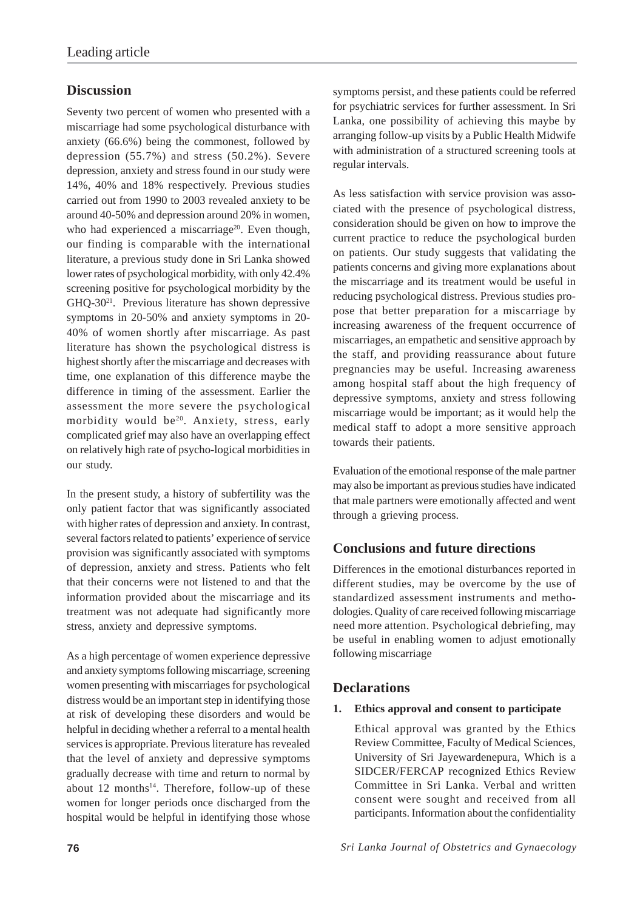## Discussion

Seventy two percent of women who presented with a miscarriage had some psychological disturbance with anxiety (66.6%) being the commonest, followed by depression (55.7%) and stress (50.2%). Severe depression, anxiety and stress found in our study were 14%, 40% and 18% respectively. Previous studies carried out from 1990 to 2003 revealed anxiety to be around 40-50% and depression around 20% in women, who had experienced a miscarriage[20]. Even though, our finding is comparable with the international literature, a previous study done in Sri Lanka showed lower rates of psychological morbidity, with only 42.4% screening positive for psychological morbidity by the GHQ-30[21]. Previous literature has shown depressive symptoms in 20-50% and anxiety symptoms in 20-40% of women shortly after miscarriage. As past literature has shown the psychological distress is highest shortly after the miscarriage and decreases with time, one explanation of this difference maybe the difference in timing of the assessment. Earlier the assessment the more severe the psychological morbidity would be[20]. Anxiety, stress, early complicated grief may also have an overlapping effect on relatively high rate of psycho-logical morbidities in our study.

In the present study, a history of subfertility was the only patient factor that was significantly associated with higher rates of depression and anxiety. In contrast, several factors related to patients' experience of service provision was significantly associated with symptoms of depression, anxiety and stress. Patients who felt that their concerns were not listened to and that the information provided about the miscarriage and its treatment was not adequate had significantly more stress, anxiety and depressive symptoms.

As a high percentage of women experience depressive and anxiety symptoms following miscarriage, screening women presenting with miscarriages for psychological distress would be an important step in identifying those at risk of developing these disorders and would be helpful in deciding whether a referral to a mental health services is appropriate. Previous literature has revealed that the level of anxiety and depressive symptoms gradually decrease with time and return to normal by about 12 months[14]. Therefore, follow-up of these women for longer periods once discharged from the hospital would be helpful in identifying those whose symptoms persist, and these patients could be referred for psychiatric services for further assessment. In Sri Lanka, one possibility of achieving this maybe by arranging follow-up visits by a Public Health Midwife with administration of a structured screening tools at regular intervals.

As less satisfaction with service provision was associated with the presence of psychological distress, consideration should be given on how to improve the current practice to reduce the psychological burden on patients. Our study suggests that validating the patients concerns and giving more explanations about the miscarriage and its treatment would be useful in reducing psychological distress. Previous studies propose that better preparation for a miscarriage by increasing awareness of the frequent occurrence of miscarriages, an empathetic and sensitive approach by the staff, and providing reassurance about future pregnancies may be useful. Increasing awareness among hospital staff about the high frequency of depressive symptoms, anxiety and stress following miscarriage would be important; as it would help the medical staff to adopt a more sensitive approach towards their patients.

Evaluation of the emotional response of the male partner may also be important as previous studies have indicated that male partners were emotionally affected and went through a grieving process.

## Conclusions and future directions

Differences in the emotional disturbances reported in different studies, may be overcome by the use of standardized assessment instruments and methodologies. Quality of care received following miscarriage need more attention. Psychological debriefing, may be useful in enabling women to adjust emotionally following miscarriage

## Declarations

1. **Ethics approval and consent to participate**

   Ethical approval was granted by the Ethics Review Committee, Faculty of Medical Sciences, University of Sri Jayewardenepura, Which is a SIDCER/FERCAP recognized Ethics Review Committee in Sri Lanka. Verbal and written consent were sought and received from all participants. Information about the confidentiality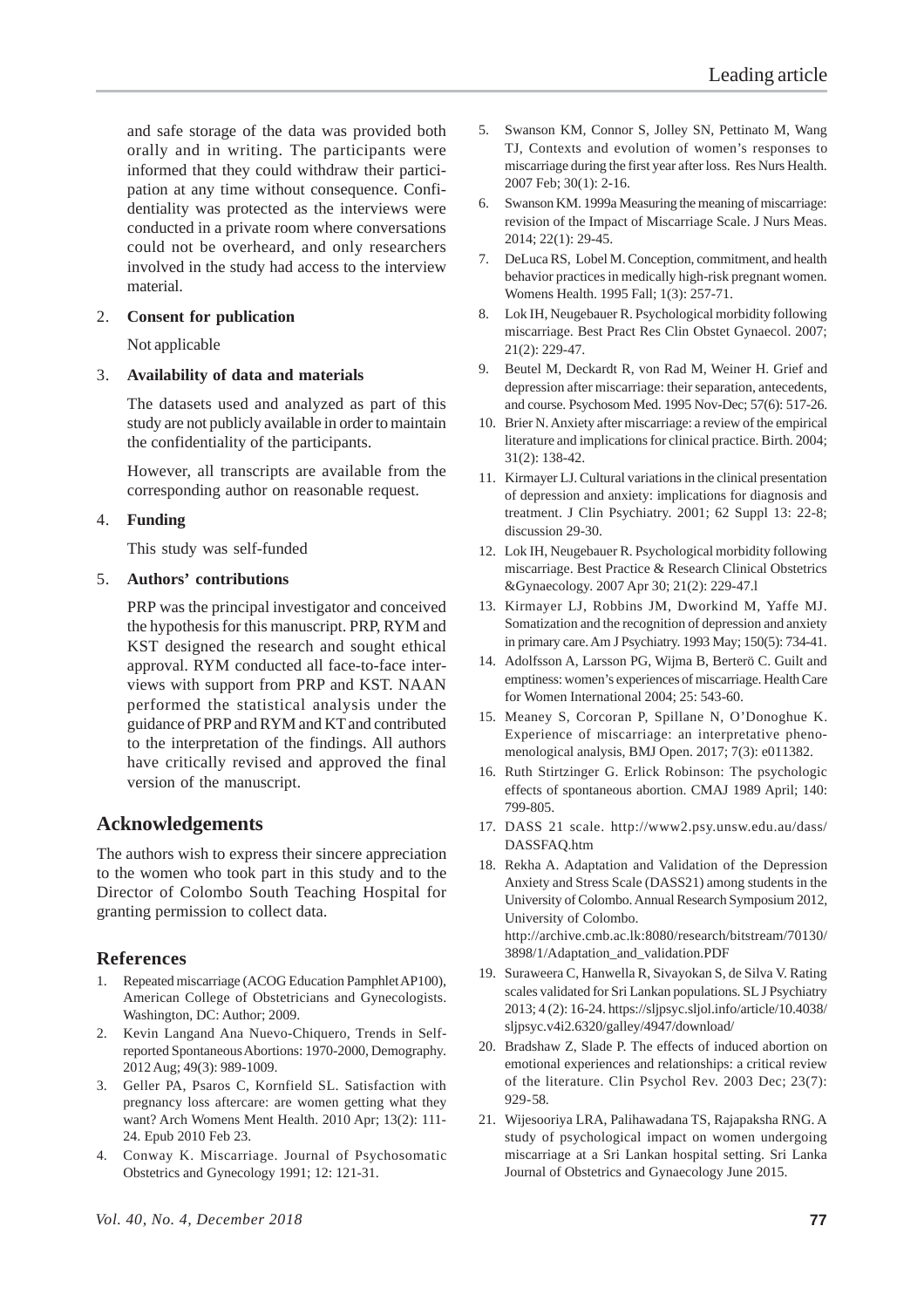and safe storage of the data was provided both orally and in writing. The participants were informed that they could withdraw their participation at any time without consequence. Confidentiality was protected as the interviews were conducted in a private room where conversations could not be overheard, and only researchers involved in the study had access to the interview material.

2. **Consent for publication**

   Not applicable

3. **Availability of data and materials**

   The datasets used and analyzed as part of this study are not publicly available in order to maintain the confidentiality of the participants.

   However, all transcripts are available from the corresponding author on reasonable request.

4. **Funding**

   This study was self-funded

5. **Authors' contributions**

   PRP was the principal investigator and conceived the hypothesis for this manuscript. PRP, RYM and KST designed the research and sought ethical approval. RYM conducted all face-to-face interviews with support from PRP and KST. NAAN performed the statistical analysis under the guidance of PRP and RYM and KT and contributed to the interpretation of the findings. All authors have critically revised and approved the final version of the manuscript.

## Acknowledgements

The authors wish to express their sincere appreciation to the women who took part in this study and to the Director of Colombo South Teaching Hospital for granting permission to collect data.

## References

1. Repeated miscarriage (ACOG Education Pamphlet AP100), American College of Obstetricians and Gynecologists. Washington, DC: Author; 2009.
2. Kevin Langand Ana Nuevo-Chiquero, Trends in Self-reported Spontaneous Abortions: 1970-2000, Demography. 2012 Aug; 49(3): 989-1009.
3. Geller PA, Psaros C, Kornfield SL. Satisfaction with pregnancy loss aftercare: are women getting what they want? Arch Womens Ment Health. 2010 Apr; 13(2): 111-24. Epub 2010 Feb 23.
4. Conway K. Miscarriage. Journal of Psychosomatic Obstetrics and Gynecology 1991; 12: 121-31.
5. Swanson KM, Connor S, Jolley SN, Pettinato M, Wang TJ, Contexts and evolution of women's responses to miscarriage during the first year after loss. Res Nurs Health. 2007 Feb; 30(1): 2-16.
6. Swanson KM. 1999a Measuring the meaning of miscarriage: revision of the Impact of Miscarriage Scale. J Nurs Meas. 2014; 22(1): 29-45.
7. DeLuca RS, Lobel M. Conception, commitment, and health behavior practices in medically high-risk pregnant women. Womens Health. 1995 Fall; 1(3): 257-71.
8. Lok IH, Neugebauer R. Psychological morbidity following miscarriage. Best Pract Res Clin Obstet Gynaecol. 2007; 21(2): 229-47.
9. Beutel M, Deckardt R, von Rad M, Weiner H. Grief and depression after miscarriage: their separation, antecedents, and course. Psychosom Med. 1995 Nov-Dec; 57(6): 517-26.
10. Brier N. Anxiety after miscarriage: a review of the empirical literature and implications for clinical practice. Birth. 2004; 31(2): 138-42.
11. Kirmayer LJ. Cultural variations in the clinical presentation of depression and anxiety: implications for diagnosis and treatment. J Clin Psychiatry. 2001; 62 Suppl 13: 22-8; discussion 29-30.
12. Lok IH, Neugebauer R. Psychological morbidity following miscarriage. Best Practice & Research Clinical Obstetrics &Gynaecology. 2007 Apr 30; 21(2): 229-47.l
13. Kirmayer LJ, Robbins JM, Dworkind M, Yaffe MJ. Somatization and the recognition of depression and anxiety in primary care. Am J Psychiatry. 1993 May; 150(5): 734-41.
14. Adolfsson A, Larsson PG, Wijma B, Berterö C. Guilt and emptiness: women's experiences of miscarriage. Health Care for Women International 2004; 25: 543-60.
15. Meaney S, Corcoran P, Spillane N, O'Donoghue K. Experience of miscarriage: an interpretative phenomenological analysis, BMJ Open. 2017; 7(3): e011382.
16. Ruth Stirtzinger G. Erlick Robinson: The psychologic effects of spontaneous abortion. CMAJ 1989 April; 140: 799-805.
17. DASS 21 scale. http://www2.psy.unsw.edu.au/dass/DASSFAQ.htm
18. Rekha A. Adaptation and Validation of the Depression Anxiety and Stress Scale (DASS21) among students in the University of Colombo. Annual Research Symposium 2012, University of Colombo. http://archive.cmb.ac.lk:8080/research/bitstream/70130/3898/1/Adaptation_and_validation.PDF
19. Suraweera C, Hanwella R, Sivayokan S, de Silva V. Rating scales validated for Sri Lankan populations. SL J Psychiatry 2013; 4 (2): 16-24. https://sljpsyc.sljol.info/article/10.4038/sljpsyc.v4i2.6320/galley/4947/download/
20. Bradshaw Z, Slade P. The effects of induced abortion on emotional experiences and relationships: a critical review of the literature. Clin Psychol Rev. 2003 Dec; 23(7): 929-58.
21. Wijesooriya LRA, Palihawadana TS, Rajapaksha RNG. A study of psychological impact on women undergoing miscarriage at a Sri Lankan hospital setting. Sri Lanka Journal of Obstetrics and Gynaecology June 2015.